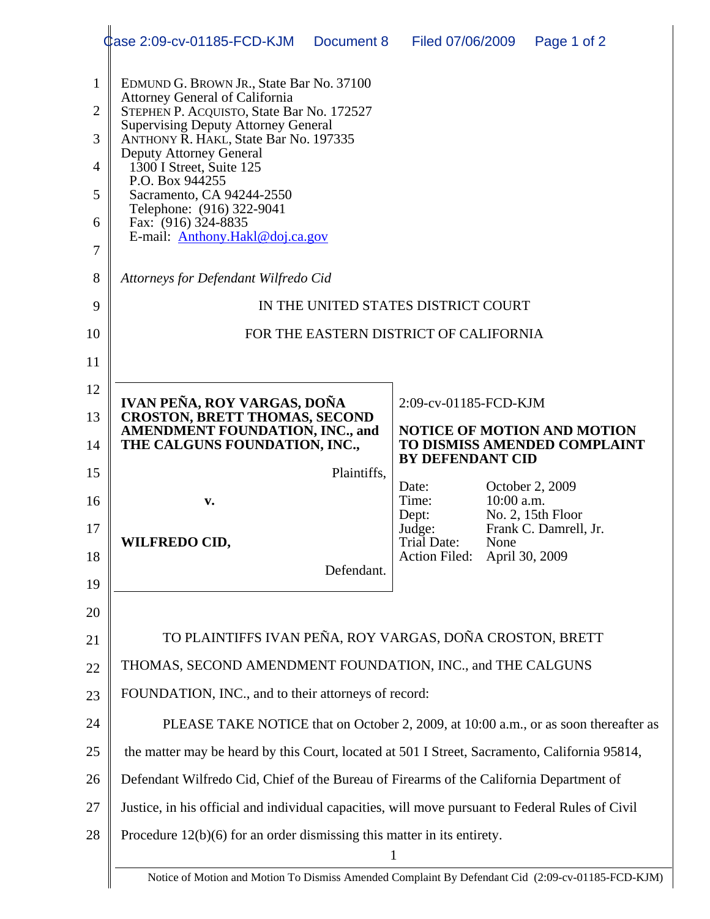EDMUND G. BROWN JR., State Bar No. 37100
Attorney General of California
STEPHEN P. ACQUISTO, State Bar No. 172527
Supervising Deputy Attorney General
ANTHONY R. HAKL, State Bar No. 197335
Deputy Attorney General
1300 I Street, Suite 125
P.O. Box 944255
Sacramento, CA 94244-2550
Telephone: (916) 322-9041
Fax: (916) 324-8835
E-mail: Anthony.Hakl@doj.ca.gov

*Attorneys for Defendant Wilfredo Cid*

IN THE UNITED STATES DISTRICT COURT

FOR THE EASTERN DISTRICT OF CALIFORNIA

| | |
|---|---|
| **IVAN PEÑA, ROY VARGAS, DOÑA CROSTON, BRETT THOMAS, SECOND AMENDMENT FOUNDATION, INC., and THE CALGUNS FOUNDATION, INC.,** Plaintiffs, | 2:09-cv-01185-FCD-KJM |
| v. | **NOTICE OF MOTION AND MOTION TO DISMISS AMENDED COMPLAINT BY DEFENDANT CID** |
| **WILFREDO CID,** Defendant. | Date: October 2, 2009<br>Time: 10:00 a.m.<br>Dept: No. 2, 15th Floor<br>Judge: Frank C. Damrell, Jr.<br>Trial Date: None<br>Action Filed: April 30, 2009 |

TO PLAINTIFFS IVAN PEÑA, ROY VARGAS, DOÑA CROSTON, BRETT THOMAS, SECOND AMENDMENT FOUNDATION, INC., and THE CALGUNS FOUNDATION, INC., and to their attorneys of record:

PLEASE TAKE NOTICE that on October 2, 2009, at 10:00 a.m., or as soon thereafter as the matter may be heard by this Court, located at 501 I Street, Sacramento, California 95814, Defendant Wilfredo Cid, Chief of the Bureau of Firearms of the California Department of Justice, in his official and individual capacities, will move pursuant to Federal Rules of Civil Procedure 12(b)(6) for an order dismissing this matter in its entirety.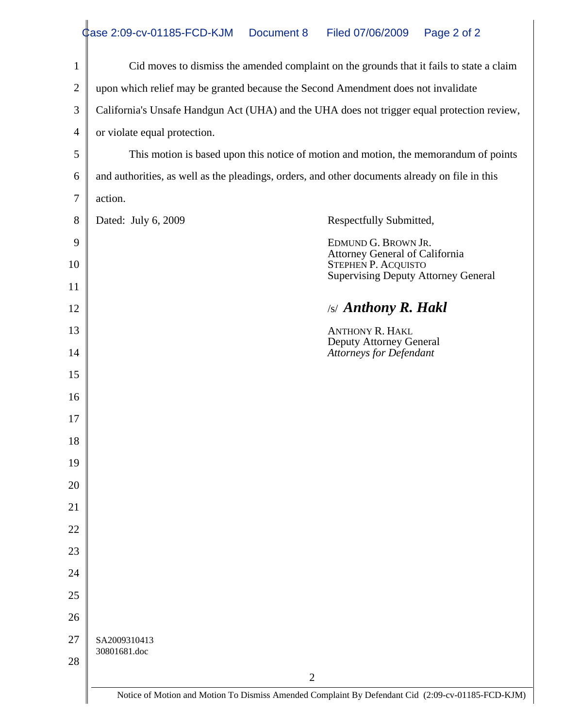Cid moves to dismiss the amended complaint on the grounds that it fails to state a claim upon which relief may be granted because the Second Amendment does not invalidate California's Unsafe Handgun Act (UHA) and the UHA does not trigger equal protection review, or violate equal protection.

This motion is based upon this notice of motion and motion, the memorandum of points and authorities, as well as the pleadings, orders, and other documents already on file in this action.

Dated: July 6, 2009

Respectfully Submitted,

EDMUND G. BROWN JR.
Attorney General of California
STEPHEN P. ACQUISTO
Supervising Deputy Attorney General

/s/ ***Anthony R. Hakl***

ANTHONY R. HAKL
Deputy Attorney General
*Attorneys for Defendant*

SA2009310413
30801681.doc

Notice of Motion and Motion To Dismiss Amended Complaint By Defendant Cid (2:09-cv-01185-FCD-KJM)